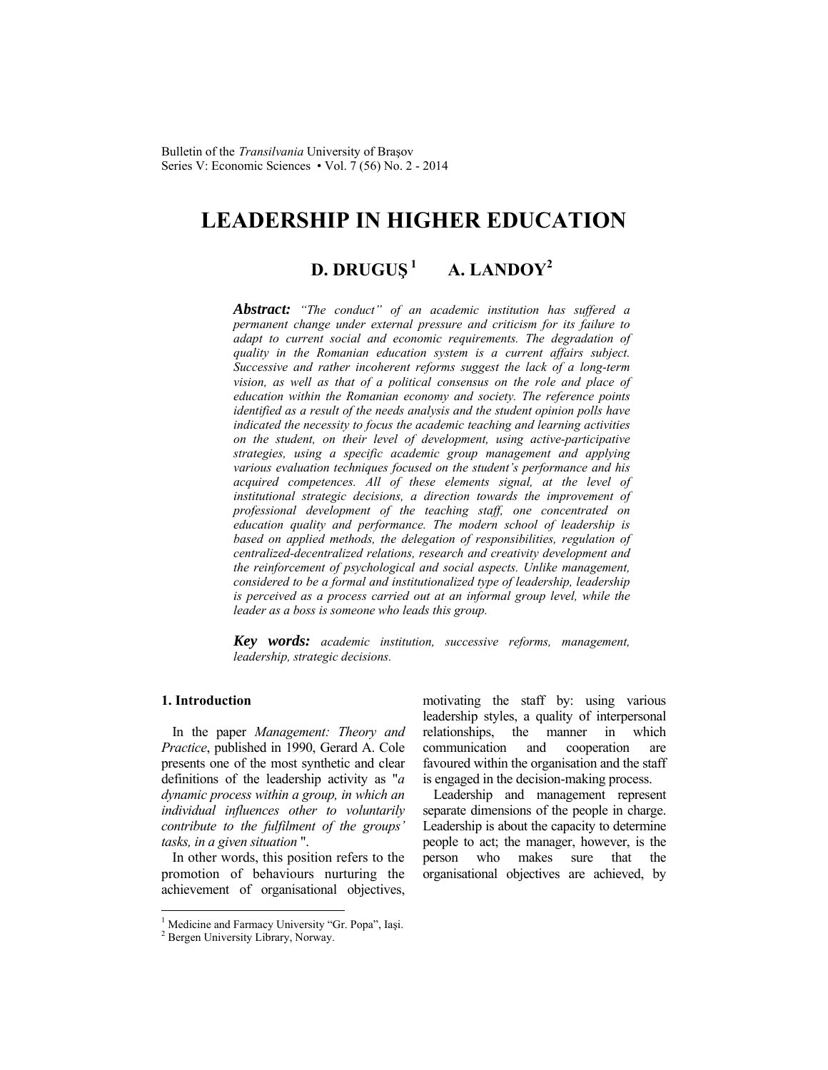# LEADERSHIP IN HIGHER EDUCATION

**D. DRUGUŞ[1] A. LANDOY[2]**

***Abstract:*** *"The conduct" of an academic institution has suffered a permanent change under external pressure and criticism for its failure to adapt to current social and economic requirements. The degradation of quality in the Romanian education system is a current affairs subject. Successive and rather incoherent reforms suggest the lack of a long-term vision, as well as that of a political consensus on the role and place of education within the Romanian economy and society. The reference points identified as a result of the needs analysis and the student opinion polls have indicated the necessity to focus the academic teaching and learning activities on the student, on their level of development, using active-participative strategies, using a specific academic group management and applying various evaluation techniques focused on the student's performance and his acquired competences. All of these elements signal, at the level of institutional strategic decisions, a direction towards the improvement of professional development of the teaching staff, one concentrated on education quality and performance. The modern school of leadership is based on applied methods, the delegation of responsibilities, regulation of centralized-decentralized relations, research and creativity development and the reinforcement of psychological and social aspects. Unlike management, considered to be a formal and institutionalized type of leadership, leadership is perceived as a process carried out at an informal group level, while the leader as a boss is someone who leads this group.*

***Key words:*** *academic institution, successive reforms, management, leadership, strategic decisions.*

## 1. Introduction

In the paper *Management: Theory and Practice*, published in 1990, Gerard A. Cole presents one of the most synthetic and clear definitions of the leadership activity as "*a dynamic process within a group, in which an individual influences other to voluntarily contribute to the fulfilment of the groups' tasks, in a given situation* ".

In other words, this position refers to the promotion of behaviours nurturing the achievement of organisational objectives, motivating the staff by: using various leadership styles, a quality of interpersonal relationships, the manner in which communication and cooperation are favoured within the organisation and the staff is engaged in the decision-making process.

Leadership and management represent separate dimensions of the people in charge. Leadership is about the capacity to determine people to act; the manager, however, is the person who makes sure that the organisational objectives are achieved, by

---

[1] Medicine and Farmacy University "Gr. Popa", Iaşi.
[2] Bergen University Library, Norway.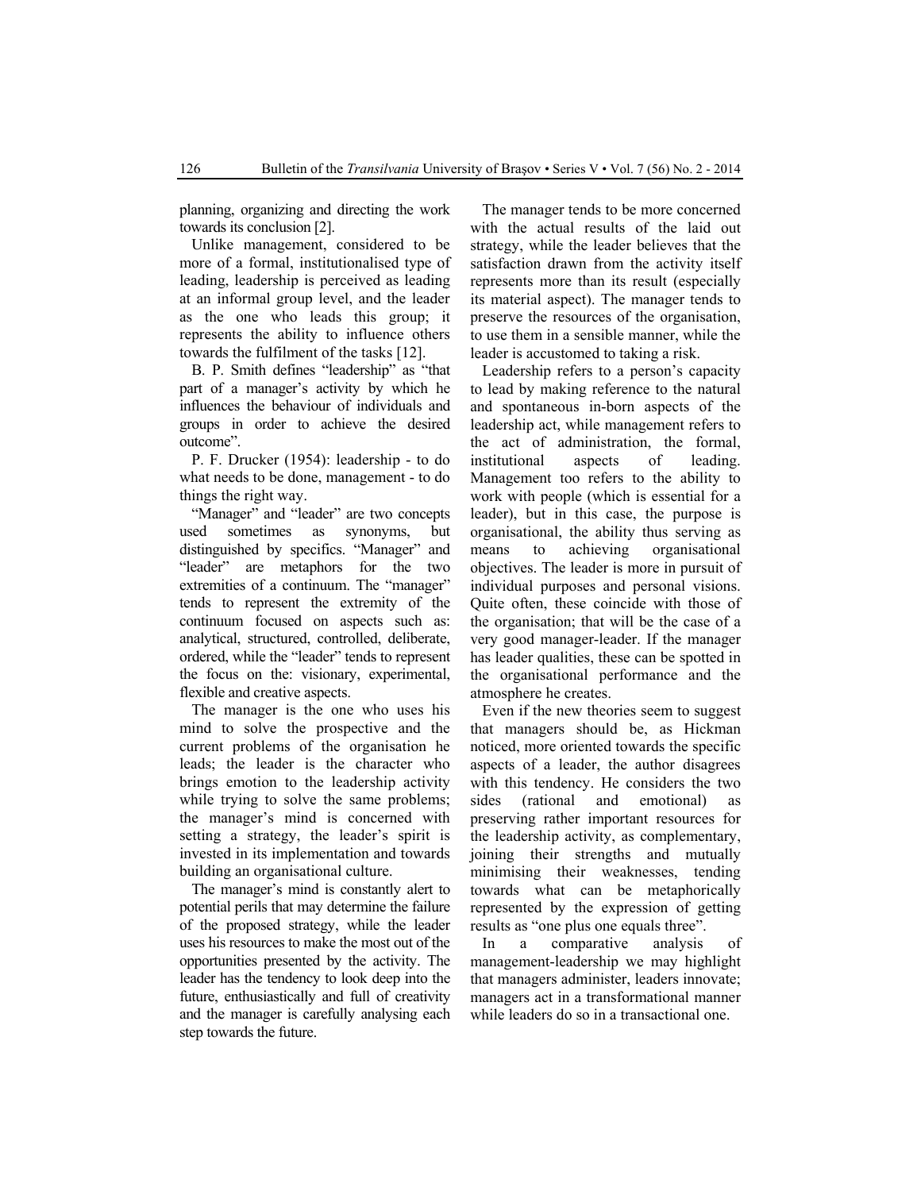planning, organizing and directing the work towards its conclusion [2].

Unlike management, considered to be more of a formal, institutionalised type of leading, leadership is perceived as leading at an informal group level, and the leader as the one who leads this group; it represents the ability to influence others towards the fulfilment of the tasks [12].

B. P. Smith defines "leadership" as "that part of a manager's activity by which he influences the behaviour of individuals and groups in order to achieve the desired outcome".

P. F. Drucker (1954): leadership - to do what needs to be done, management - to do things the right way.

"Manager" and "leader" are two concepts used sometimes as synonyms, but distinguished by specifics. "Manager" and "leader" are metaphors for the two extremities of a continuum. The "manager" tends to represent the extremity of the continuum focused on aspects such as: analytical, structured, controlled, deliberate, ordered, while the "leader" tends to represent the focus on the: visionary, experimental, flexible and creative aspects.

The manager is the one who uses his mind to solve the prospective and the current problems of the organisation he leads; the leader is the character who brings emotion to the leadership activity while trying to solve the same problems; the manager's mind is concerned with setting a strategy, the leader's spirit is invested in its implementation and towards building an organisational culture.

The manager's mind is constantly alert to potential perils that may determine the failure of the proposed strategy, while the leader uses his resources to make the most out of the opportunities presented by the activity. The leader has the tendency to look deep into the future, enthusiastically and full of creativity and the manager is carefully analysing each step towards the future.

The manager tends to be more concerned with the actual results of the laid out strategy, while the leader believes that the satisfaction drawn from the activity itself represents more than its result (especially its material aspect). The manager tends to preserve the resources of the organisation, to use them in a sensible manner, while the leader is accustomed to taking a risk.

Leadership refers to a person's capacity to lead by making reference to the natural and spontaneous in-born aspects of the leadership act, while management refers to the act of administration, the formal, institutional aspects of leading. Management too refers to the ability to work with people (which is essential for a leader), but in this case, the purpose is organisational, the ability thus serving as means to achieving organisational objectives. The leader is more in pursuit of individual purposes and personal visions. Quite often, these coincide with those of the organisation; that will be the case of a very good manager-leader. If the manager has leader qualities, these can be spotted in the organisational performance and the atmosphere he creates.

Even if the new theories seem to suggest that managers should be, as Hickman noticed, more oriented towards the specific aspects of a leader, the author disagrees with this tendency. He considers the two sides (rational and emotional) as preserving rather important resources for the leadership activity, as complementary, joining their strengths and mutually minimising their weaknesses, tending towards what can be metaphorically represented by the expression of getting results as "one plus one equals three".

In a comparative analysis of management-leadership we may highlight that managers administer, leaders innovate; managers act in a transformational manner while leaders do so in a transactional one.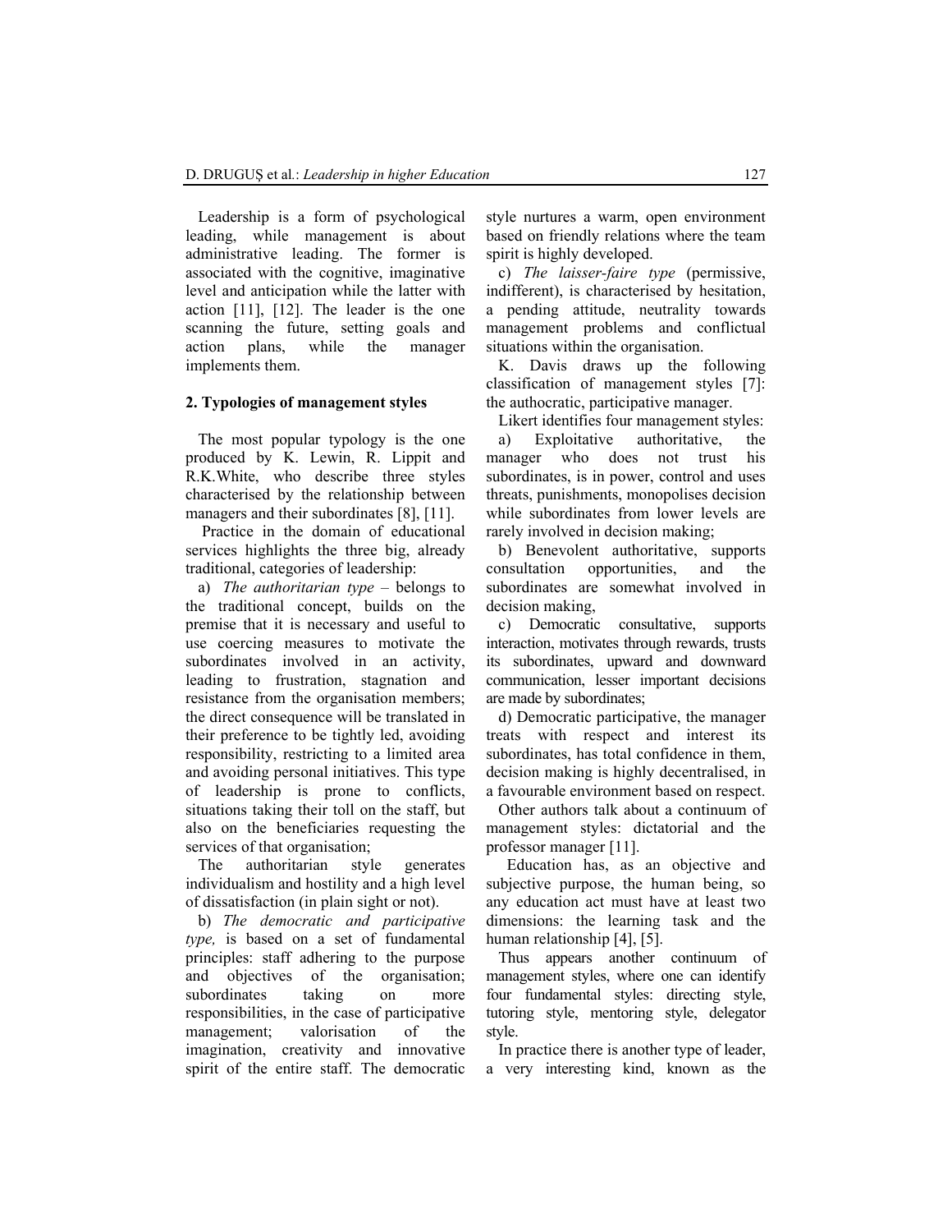Leadership is a form of psychological leading, while management is about administrative leading. The former is associated with the cognitive, imaginative level and anticipation while the latter with action [11], [12]. The leader is the one scanning the future, setting goals and action plans, while the manager implements them.

## 2. Typologies of management styles

The most popular typology is the one produced by K. Lewin, R. Lippit and R.K.White, who describe three styles characterised by the relationship between managers and their subordinates [8], [11].

Practice in the domain of educational services highlights the three big, already traditional, categories of leadership:

a) *The authoritarian type* – belongs to the traditional concept, builds on the premise that it is necessary and useful to use coercing measures to motivate the subordinates involved in an activity, leading to frustration, stagnation and resistance from the organisation members; the direct consequence will be translated in their preference to be tightly led, avoiding responsibility, restricting to a limited area and avoiding personal initiatives. This type of leadership is prone to conflicts, situations taking their toll on the staff, but also on the beneficiaries requesting the services of that organisation;

The authoritarian style generates individualism and hostility and a high level of dissatisfaction (in plain sight or not).

b) *The democratic and participative type,* is based on a set of fundamental principles: staff adhering to the purpose and objectives of the organisation; subordinates taking on more responsibilities, in the case of participative management; valorisation of the imagination, creativity and innovative spirit of the entire staff. The democratic style nurtures a warm, open environment based on friendly relations where the team spirit is highly developed.

c) *The laisser-faire type* (permissive, indifferent), is characterised by hesitation, a pending attitude, neutrality towards management problems and conflictual situations within the organisation.

K. Davis draws up the following classification of management styles [7]: the authocratic, participative manager.

Likert identifies four management styles:

a) Exploitative authoritative, the manager who does not trust his subordinates, is in power, control and uses threats, punishments, monopolises decision while subordinates from lower levels are rarely involved in decision making;

b) Benevolent authoritative, supports consultation opportunities, and the subordinates are somewhat involved in decision making,

c) Democratic consultative, supports interaction, motivates through rewards, trusts its subordinates, upward and downward communication, lesser important decisions are made by subordinates;

d) Democratic participative, the manager treats with respect and interest its subordinates, has total confidence in them, decision making is highly decentralised, in a favourable environment based on respect.

Other authors talk about a continuum of management styles: dictatorial and the professor manager [11].

Education has, as an objective and subjective purpose, the human being, so any education act must have at least two dimensions: the learning task and the human relationship [4], [5].

Thus appears another continuum of management styles, where one can identify four fundamental styles: directing style, tutoring style, mentoring style, delegator style.

In practice there is another type of leader, a very interesting kind, known as the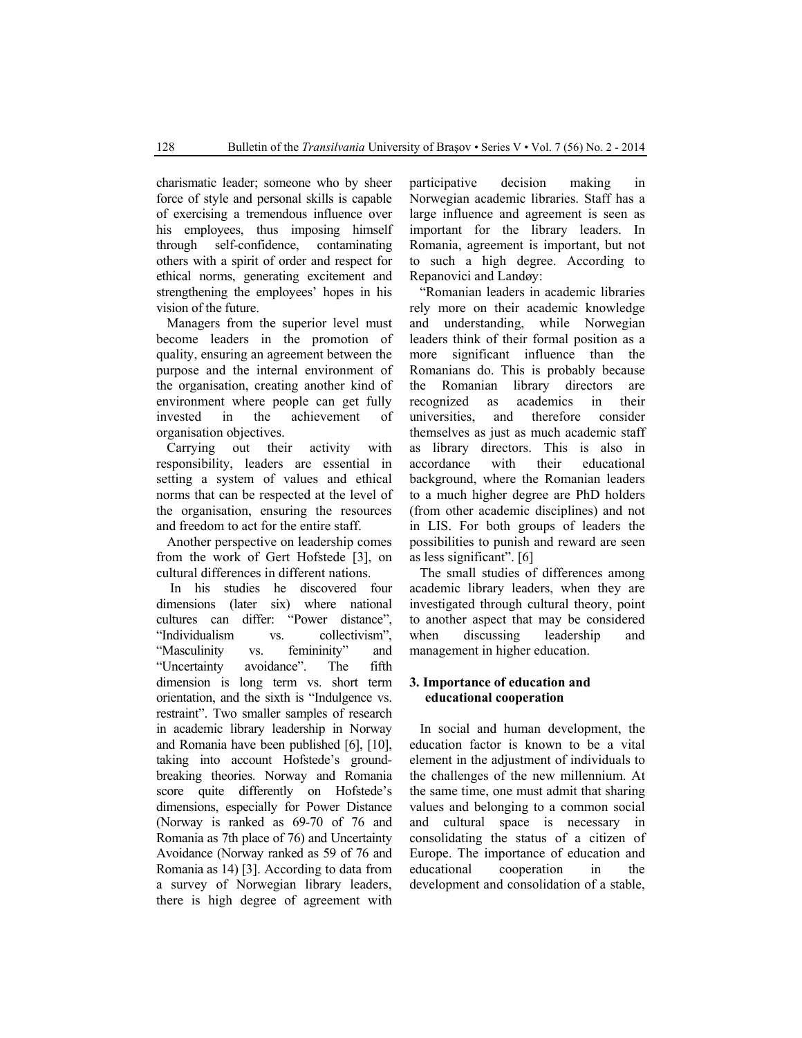charismatic leader; someone who by sheer force of style and personal skills is capable of exercising a tremendous influence over his employees, thus imposing himself through self-confidence, contaminating others with a spirit of order and respect for ethical norms, generating excitement and strengthening the employees' hopes in his vision of the future.

Managers from the superior level must become leaders in the promotion of quality, ensuring an agreement between the purpose and the internal environment of the organisation, creating another kind of environment where people can get fully invested in the achievement of organisation objectives.

Carrying out their activity with responsibility, leaders are essential in setting a system of values and ethical norms that can be respected at the level of the organisation, ensuring the resources and freedom to act for the entire staff.

Another perspective on leadership comes from the work of Gert Hofstede [3], on cultural differences in different nations.

In his studies he discovered four dimensions (later six) where national cultures can differ: "Power distance", "Individualism vs. collectivism", "Masculinity vs. femininity" and "Uncertainty avoidance". The fifth dimension is long term vs. short term orientation, and the sixth is "Indulgence vs. restraint". Two smaller samples of research in academic library leadership in Norway and Romania have been published [6], [10], taking into account Hofstede's ground-breaking theories. Norway and Romania score quite differently on Hofstede's dimensions, especially for Power Distance (Norway is ranked as 69-70 of 76 and Romania as 7th place of 76) and Uncertainty Avoidance (Norway ranked as 59 of 76 and Romania as 14) [3]. According to data from a survey of Norwegian library leaders, there is high degree of agreement with participative decision making in Norwegian academic libraries. Staff has a large influence and agreement is seen as important for the library leaders. In Romania, agreement is important, but not to such a high degree. According to Repanovici and Landøy:

"Romanian leaders in academic libraries rely more on their academic knowledge and understanding, while Norwegian leaders think of their formal position as a more significant influence than the Romanians do. This is probably because the Romanian library directors are recognized as academics in their universities, and therefore consider themselves as just as much academic staff as library directors. This is also in accordance with their educational background, where the Romanian leaders to a much higher degree are PhD holders (from other academic disciplines) and not in LIS. For both groups of leaders the possibilities to punish and reward are seen as less significant". [6]

The small studies of differences among academic library leaders, when they are investigated through cultural theory, point to another aspect that may be considered when discussing leadership and management in higher education.

## 3. Importance of education and educational cooperation

In social and human development, the education factor is known to be a vital element in the adjustment of individuals to the challenges of the new millennium. At the same time, one must admit that sharing values and belonging to a common social and cultural space is necessary in consolidating the status of a citizen of Europe. The importance of education and educational cooperation in the development and consolidation of a stable,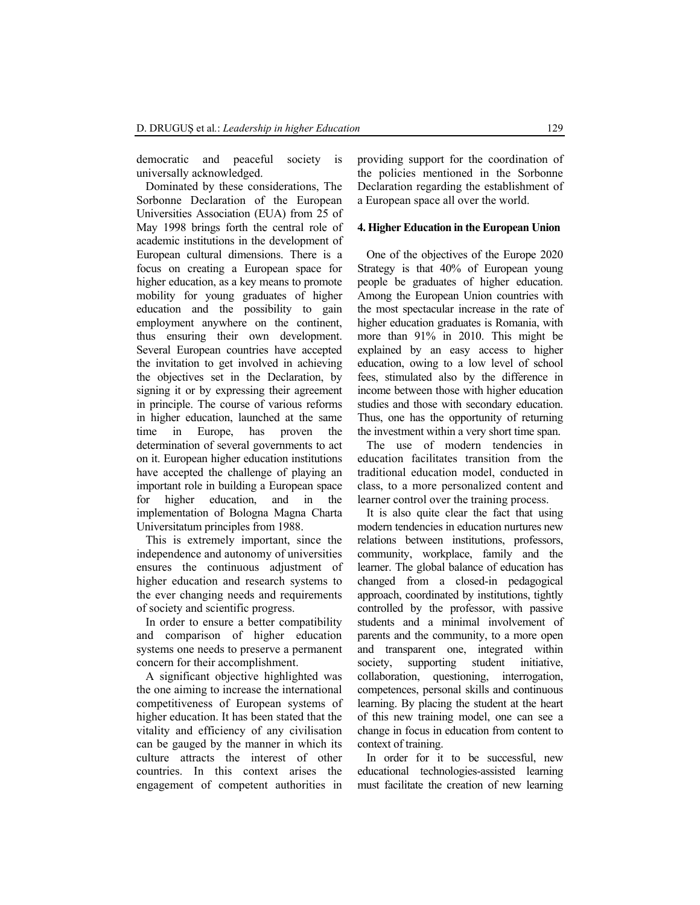democratic and peaceful society is universally acknowledged.

Dominated by these considerations, The Sorbonne Declaration of the European Universities Association (EUA) from 25 of May 1998 brings forth the central role of academic institutions in the development of European cultural dimensions. There is a focus on creating a European space for higher education, as a key means to promote mobility for young graduates of higher education and the possibility to gain employment anywhere on the continent, thus ensuring their own development. Several European countries have accepted the invitation to get involved in achieving the objectives set in the Declaration, by signing it or by expressing their agreement in principle. The course of various reforms in higher education, launched at the same time in Europe, has proven the determination of several governments to act on it. European higher education institutions have accepted the challenge of playing an important role in building a European space for higher education, and in the implementation of Bologna Magna Charta Universitatum principles from 1988.

This is extremely important, since the independence and autonomy of universities ensures the continuous adjustment of higher education and research systems to the ever changing needs and requirements of society and scientific progress.

In order to ensure a better compatibility and comparison of higher education systems one needs to preserve a permanent concern for their accomplishment.

A significant objective highlighted was the one aiming to increase the international competitiveness of European systems of higher education. It has been stated that the vitality and efficiency of any civilisation can be gauged by the manner in which its culture attracts the interest of other countries. In this context arises the engagement of competent authorities in providing support for the coordination of the policies mentioned in the Sorbonne Declaration regarding the establishment of a European space all over the world.

## 4. Higher Education in the European Union

One of the objectives of the Europe 2020 Strategy is that 40% of European young people be graduates of higher education. Among the European Union countries with the most spectacular increase in the rate of higher education graduates is Romania, with more than 91% in 2010. This might be explained by an easy access to higher education, owing to a low level of school fees, stimulated also by the difference in income between those with higher education studies and those with secondary education. Thus, one has the opportunity of returning the investment within a very short time span.

The use of modern tendencies in education facilitates transition from the traditional education model, conducted in class, to a more personalized content and learner control over the training process.

It is also quite clear the fact that using modern tendencies in education nurtures new relations between institutions, professors, community, workplace, family and the learner. The global balance of education has changed from a closed-in pedagogical approach, coordinated by institutions, tightly controlled by the professor, with passive students and a minimal involvement of parents and the community, to a more open and transparent one, integrated within society, supporting student initiative, collaboration, questioning, interrogation, competences, personal skills and continuous learning. By placing the student at the heart of this new training model, one can see a change in focus in education from content to context of training.

In order for it to be successful, new educational technologies-assisted learning must facilitate the creation of new learning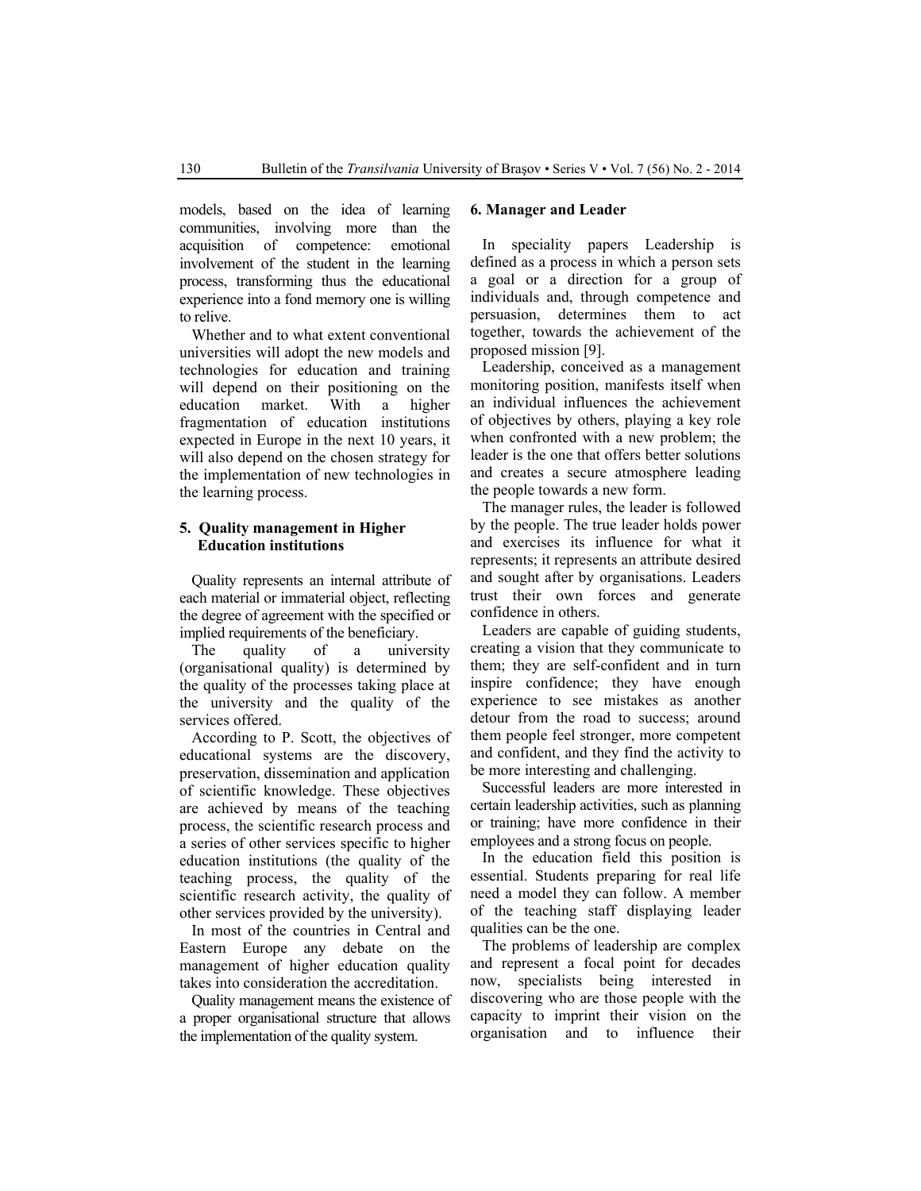models, based on the idea of learning communities, involving more than the acquisition of competence: emotional involvement of the student in the learning process, transforming thus the educational experience into a fond memory one is willing to relive.

Whether and to what extent conventional universities will adopt the new models and technologies for education and training will depend on their positioning on the education market. With a higher fragmentation of education institutions expected in Europe in the next 10 years, it will also depend on the chosen strategy for the implementation of new technologies in the learning process.

## 5. Quality management in Higher Education institutions

Quality represents an internal attribute of each material or immaterial object, reflecting the degree of agreement with the specified or implied requirements of the beneficiary.

The quality of a university (organisational quality) is determined by the quality of the processes taking place at the university and the quality of the services offered.

According to P. Scott, the objectives of educational systems are the discovery, preservation, dissemination and application of scientific knowledge. These objectives are achieved by means of the teaching process, the scientific research process and a series of other services specific to higher education institutions (the quality of the teaching process, the quality of the scientific research activity, the quality of other services provided by the university).

In most of the countries in Central and Eastern Europe any debate on the management of higher education quality takes into consideration the accreditation.

Quality management means the existence of a proper organisational structure that allows the implementation of the quality system.

## 6. Manager and Leader

In speciality papers Leadership is defined as a process in which a person sets a goal or a direction for a group of individuals and, through competence and persuasion, determines them to act together, towards the achievement of the proposed mission [9].

Leadership, conceived as a management monitoring position, manifests itself when an individual influences the achievement of objectives by others, playing a key role when confronted with a new problem; the leader is the one that offers better solutions and creates a secure atmosphere leading the people towards a new form.

The manager rules, the leader is followed by the people. The true leader holds power and exercises its influence for what it represents; it represents an attribute desired and sought after by organisations. Leaders trust their own forces and generate confidence in others.

Leaders are capable of guiding students, creating a vision that they communicate to them; they are self-confident and in turn inspire confidence; they have enough experience to see mistakes as another detour from the road to success; around them people feel stronger, more competent and confident, and they find the activity to be more interesting and challenging.

Successful leaders are more interested in certain leadership activities, such as planning or training; have more confidence in their employees and a strong focus on people.

In the education field this position is essential. Students preparing for real life need a model they can follow. A member of the teaching staff displaying leader qualities can be the one.

The problems of leadership are complex and represent a focal point for decades now, specialists being interested in discovering who are those people with the capacity to imprint their vision on the organisation and to influence their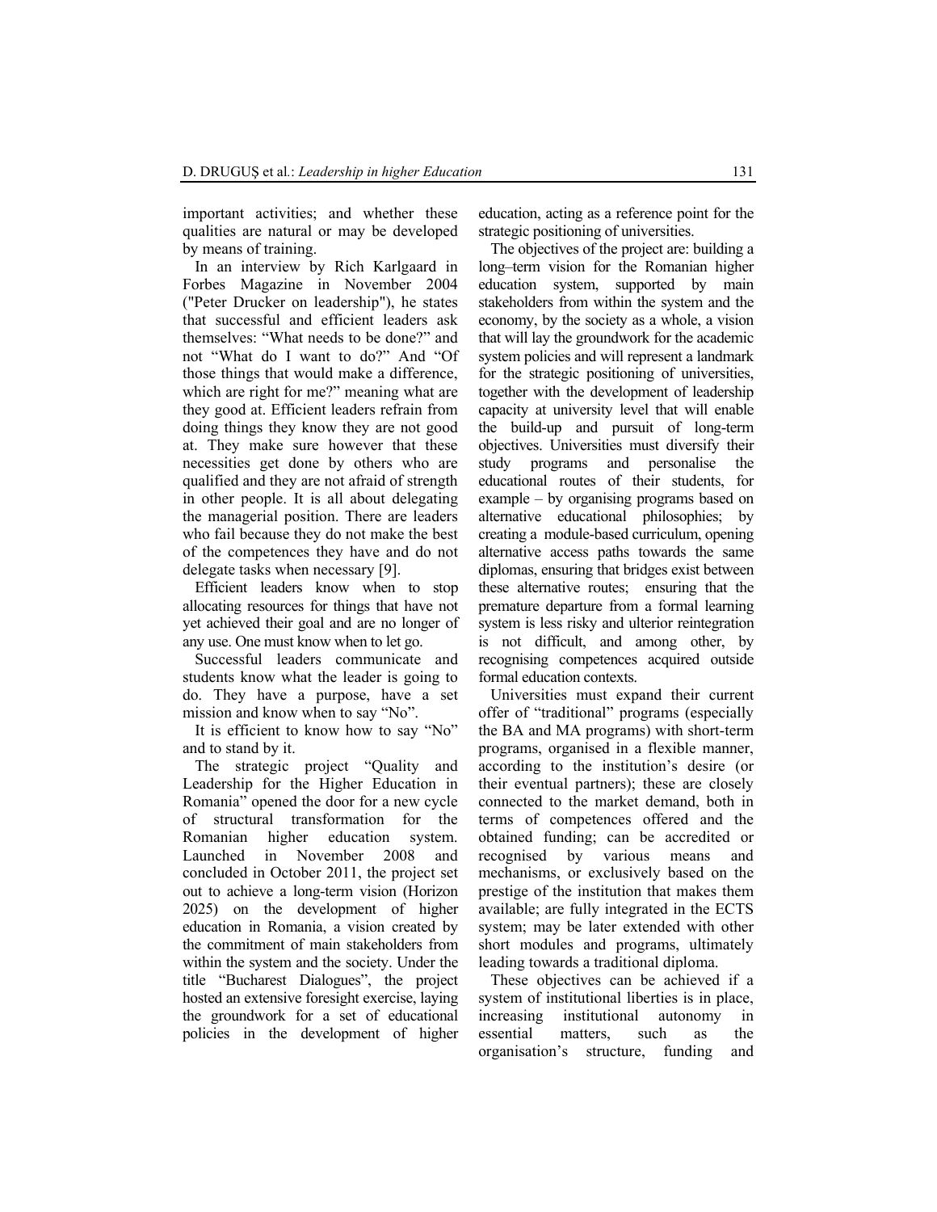important activities; and whether these qualities are natural or may be developed by means of training.

In an interview by Rich Karlgaard in Forbes Magazine in November 2004 ("Peter Drucker on leadership"), he states that successful and efficient leaders ask themselves: "What needs to be done?" and not "What do I want to do?" And "Of those things that would make a difference, which are right for me?" meaning what are they good at. Efficient leaders refrain from doing things they know they are not good at. They make sure however that these necessities get done by others who are qualified and they are not afraid of strength in other people. It is all about delegating the managerial position. There are leaders who fail because they do not make the best of the competences they have and do not delegate tasks when necessary [9].

Efficient leaders know when to stop allocating resources for things that have not yet achieved their goal and are no longer of any use. One must know when to let go.

Successful leaders communicate and students know what the leader is going to do. They have a purpose, have a set mission and know when to say "No".

It is efficient to know how to say "No" and to stand by it.

The strategic project "Quality and Leadership for the Higher Education in Romania" opened the door for a new cycle of structural transformation for the Romanian higher education system. Launched in November 2008 and concluded in October 2011, the project set out to achieve a long-term vision (Horizon 2025) on the development of higher education in Romania, a vision created by the commitment of main stakeholders from within the system and the society. Under the title "Bucharest Dialogues", the project hosted an extensive foresight exercise, laying the groundwork for a set of educational policies in the development of higher education, acting as a reference point for the strategic positioning of universities.

The objectives of the project are: building a long–term vision for the Romanian higher education system, supported by main stakeholders from within the system and the economy, by the society as a whole, a vision that will lay the groundwork for the academic system policies and will represent a landmark for the strategic positioning of universities, together with the development of leadership capacity at university level that will enable the build-up and pursuit of long-term objectives. Universities must diversify their study programs and personalise the educational routes of their students, for example – by organising programs based on alternative educational philosophies; by creating a module-based curriculum, opening alternative access paths towards the same diplomas, ensuring that bridges exist between these alternative routes; ensuring that the premature departure from a formal learning system is less risky and ulterior reintegration is not difficult, and among other, by recognising competences acquired outside formal education contexts.

Universities must expand their current offer of "traditional" programs (especially the BA and MA programs) with short-term programs, organised in a flexible manner, according to the institution's desire (or their eventual partners); these are closely connected to the market demand, both in terms of competences offered and the obtained funding; can be accredited or recognised by various means and mechanisms, or exclusively based on the prestige of the institution that makes them available; are fully integrated in the ECTS system; may be later extended with other short modules and programs, ultimately leading towards a traditional diploma.

These objectives can be achieved if a system of institutional liberties is in place, increasing institutional autonomy in essential matters, such as the organisation's structure, funding and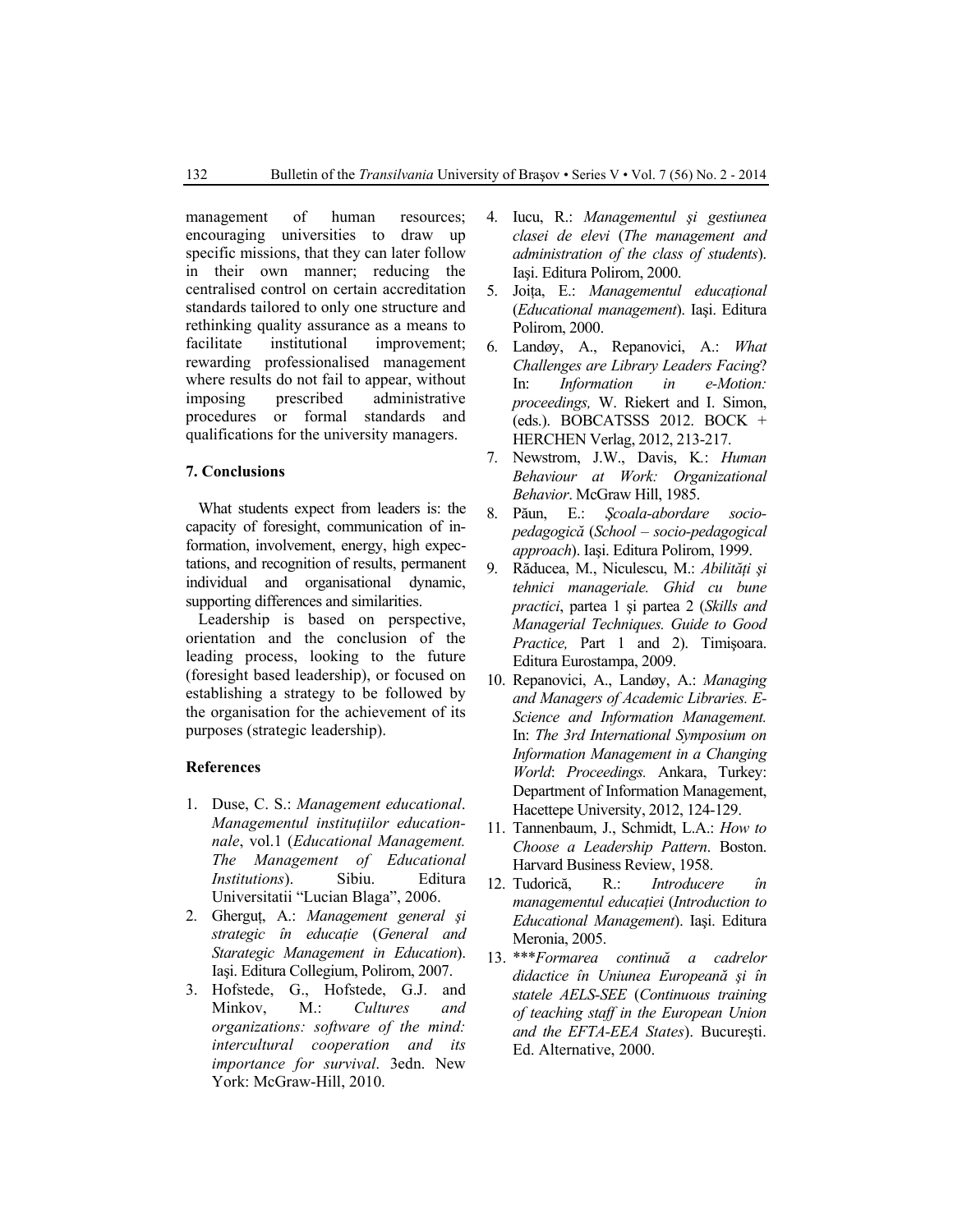management of human resources; encouraging universities to draw up specific missions, that they can later follow in their own manner; reducing the centralised control on certain accreditation standards tailored to only one structure and rethinking quality assurance as a means to facilitate institutional improvement; rewarding professionalised management where results do not fail to appear, without imposing prescribed administrative procedures or formal standards and qualifications for the university managers.

## 7. Conclusions

What students expect from leaders is: the capacity of foresight, communication of information, involvement, energy, high expectations, and recognition of results, permanent individual and organisational dynamic, supporting differences and similarities.

Leadership is based on perspective, orientation and the conclusion of the leading process, looking to the future (foresight based leadership), or focused on establishing a strategy to be followed by the organisation for the achievement of its purposes (strategic leadership).

## References

1. Duse, C. S.: *Management educational. Managementul instituțiilor educationnale*, vol.1 (*Educational Management. The Management of Educational Institutions*). Sibiu. Editura Universitatii "Lucian Blaga", 2006.
2. Gherguț, A.: *Management general şi strategic în educație* (*General and Starategic Management in Education*). Iaşi. Editura Collegium, Polirom, 2007.
3. Hofstede, G., Hofstede, G.J. and Minkov, M.: *Cultures and organizations: software of the mind: intercultural cooperation and its importance for survival*. 3edn. New York: McGraw-Hill, 2010.
4. Iucu, R.: *Managementul şi gestiunea clasei de elevi* (*The management and administration of the class of students*). Iaşi. Editura Polirom, 2000.
5. Joița, E.: *Managementul educațional* (*Educational management*). Iaşi. Editura Polirom, 2000.
6. Landøy, A., Repanovici, A.: *What Challenges are Library Leaders Facing*? In: *Information in e-Motion: proceedings,* W. Riekert and I. Simon, (eds.). BOBCATSSS 2012. BOCK + HERCHEN Verlag, 2012, 213-217.
7. Newstrom, J.W., Davis, K.: *Human Behaviour at Work: Organizational Behavior*. McGraw Hill, 1985.
8. Păun, E.: *Şcoala-abordare socio-pedagogică* (*School – socio-pedagogical approach*). Iaşi. Editura Polirom, 1999.
9. Răducea, M., Niculescu, M.: *Abilități şi tehnici manageriale. Ghid cu bune practici*, partea 1 şi partea 2 (*Skills and Managerial Techniques. Guide to Good Practice,* Part 1 and 2). Timişoara. Editura Eurostampa, 2009.
10. Repanovici, A., Landøy, A.: *Managing and Managers of Academic Libraries. E-Science and Information Management.* In: *The 3rd International Symposium on Information Management in a Changing World*: *Proceedings.* Ankara, Turkey: Department of Information Management, Hacettepe University, 2012, 124-129.
11. Tannenbaum, J., Schmidt, L.A.: *How to Choose a Leadership Pattern*. Boston. Harvard Business Review, 1958.
12. Tudorică, R.: *Introducere în managementul educației* (*Introduction to Educational Management*). Iaşi. Editura Meronia, 2005.
13. \*\*\**Formarea continuă a cadrelor didactice în Uniunea Europeană şi în statele AELS-SEE* (*Continuous training of teaching staff in the European Union and the EFTA-EEA States*). Bucureşti. Ed. Alternative, 2000.